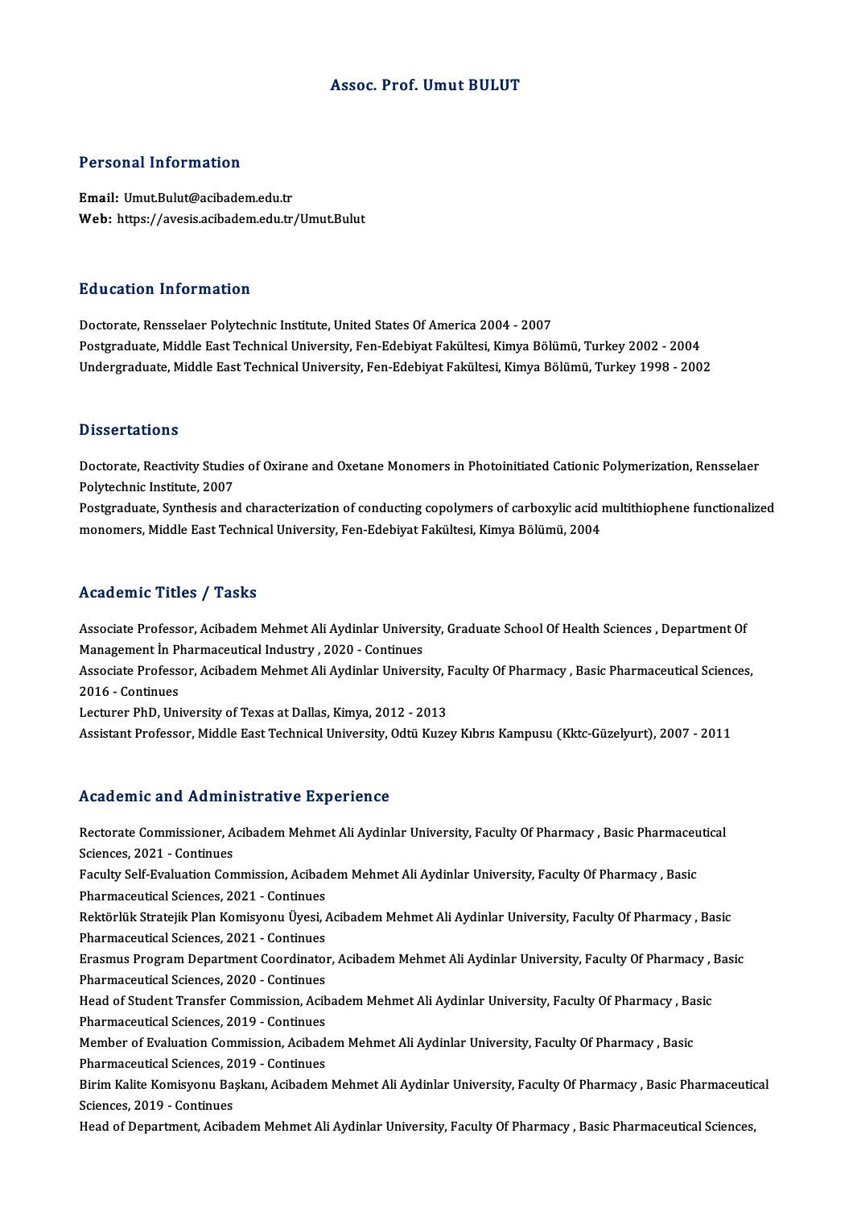# Assoc. Prof. Umut BULUT

## Personal Information

**Email:** Umut.Bulut@acibadem.edu.tr
**Web:** https://avesis.acibadem.edu.tr/Umut.Bulut

## Education Information

Doctorate, Rensselaer Polytechnic Institute, United States Of America 2004 - 2007
Postgraduate, Middle East Technical University, Fen-Edebiyat Fakültesi, Kimya Bölümü, Turkey 2002 - 2004
Undergraduate, Middle East Technical University, Fen-Edebiyat Fakültesi, Kimya Bölümü, Turkey 1998 - 2002

## Dissertations

Doctorate, Reactivity Studies of Oxirane and Oxetane Monomers in Photoinitiated Cationic Polymerization, Rensselaer Polytechnic Institute, 2007
Postgraduate, Synthesis and characterization of conducting copolymers of carboxylic acid multithiophene functionalized monomers, Middle East Technical University, Fen-Edebiyat Fakültesi, Kimya Bölümü, 2004

## Academic Titles / Tasks

Associate Professor, Acibadem Mehmet Ali Aydinlar University, Graduate School Of Health Sciences , Department Of Management İn Pharmaceutical Industry , 2020 - Continues
Associate Professor, Acibadem Mehmet Ali Aydinlar University, Faculty Of Pharmacy , Basic Pharmaceutical Sciences, 2016 - Continues
Lecturer PhD, University of Texas at Dallas, Kimya, 2012 - 2013
Assistant Professor, Middle East Technical University, Odtü Kuzey Kıbrıs Kampusu (Kktc-Güzelyurt), 2007 - 2011

## Academic and Administrative Experience

Rectorate Commissioner, Acibadem Mehmet Ali Aydinlar University, Faculty Of Pharmacy , Basic Pharmaceutical Sciences, 2021 - Continues
Faculty Self-Evaluation Commission, Acibadem Mehmet Ali Aydinlar University, Faculty Of Pharmacy , Basic Pharmaceutical Sciences, 2021 - Continues
Rektörlük Stratejik Plan Komisyonu Üyesi, Acibadem Mehmet Ali Aydinlar University, Faculty Of Pharmacy , Basic Pharmaceutical Sciences, 2021 - Continues
Erasmus Program Department Coordinator, Acibadem Mehmet Ali Aydinlar University, Faculty Of Pharmacy , Basic Pharmaceutical Sciences, 2020 - Continues
Head of Student Transfer Commission, Acibadem Mehmet Ali Aydinlar University, Faculty Of Pharmacy , Basic Pharmaceutical Sciences, 2019 - Continues
Member of Evaluation Commission, Acibadem Mehmet Ali Aydinlar University, Faculty Of Pharmacy , Basic Pharmaceutical Sciences, 2019 - Continues
Birim Kalite Komisyonu Başkanı, Acibadem Mehmet Ali Aydinlar University, Faculty Of Pharmacy , Basic Pharmaceutical Sciences, 2019 - Continues
Head of Department, Acibadem Mehmet Ali Aydinlar University, Faculty Of Pharmacy , Basic Pharmaceutical Sciences,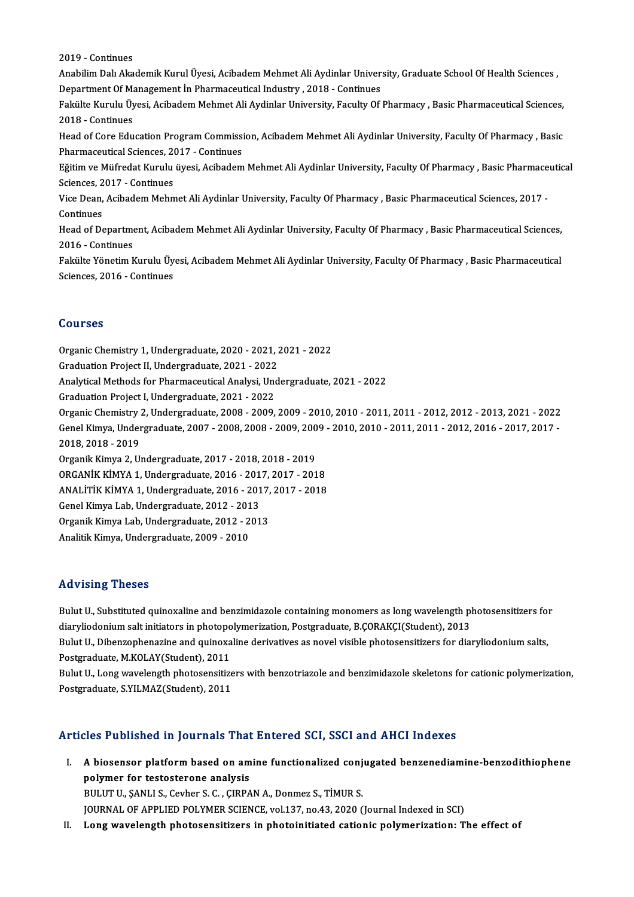2019 - Continues

Anabilim Dalı Akademik Kurul Üyesi, Acibadem Mehmet Ali Aydinlar University, Graduate School Of Health Sciences , Department Of Management İn Pharmaceutical Industry , 2018 - Continues

Fakülte Kurulu Üyesi, Acibadem Mehmet Ali Aydinlar University, Faculty Of Pharmacy , Basic Pharmaceutical Sciences, 2018 - Continues

Head of Core Education Program Commission, Acibadem Mehmet Ali Aydinlar University, Faculty Of Pharmacy , Basic Pharmaceutical Sciences, 2017 - Continues

Eğitim ve Müfredat Kurulu üyesi, Acibadem Mehmet Ali Aydinlar University, Faculty Of Pharmacy , Basic Pharmaceutical Sciences, 2017 - Continues

Vice Dean, Acibadem Mehmet Ali Aydinlar University, Faculty Of Pharmacy , Basic Pharmaceutical Sciences, 2017 - Continues

Head of Department, Acibadem Mehmet Ali Aydinlar University, Faculty Of Pharmacy , Basic Pharmaceutical Sciences, 2016 - Continues

Fakülte Yönetim Kurulu Üyesi, Acibadem Mehmet Ali Aydinlar University, Faculty Of Pharmacy , Basic Pharmaceutical Sciences, 2016 - Continues

## Courses

Organic Chemistry 1, Undergraduate, 2020 - 2021, 2021 - 2022
Graduation Project II, Undergraduate, 2021 - 2022
Analytical Methods for Pharmaceutical Analysi, Undergraduate, 2021 - 2022
Graduation Project I, Undergraduate, 2021 - 2022
Organic Chemistry 2, Undergraduate, 2008 - 2009, 2009 - 2010, 2010 - 2011, 2011 - 2012, 2012 - 2013, 2021 - 2022
Genel Kimya, Undergraduate, 2007 - 2008, 2008 - 2009, 2009 - 2010, 2010 - 2011, 2011 - 2012, 2016 - 2017, 2017 - 2018, 2018 - 2019
Organik Kimya 2, Undergraduate, 2017 - 2018, 2018 - 2019
ORGANİK KİMYA 1, Undergraduate, 2016 - 2017, 2017 - 2018
ANALİTİK KİMYA 1, Undergraduate, 2016 - 2017, 2017 - 2018
Genel Kimya Lab, Undergraduate, 2012 - 2013
Organik Kimya Lab, Undergraduate, 2012 - 2013
Analitik Kimya, Undergraduate, 2009 - 2010

## Advising Theses

Bulut U., Substituted quinoxaline and benzimidazole containing monomers as long wavelength photosensitizers for diaryliodonium salt initiators in photopolymerization, Postgraduate, B.ÇORAKÇI(Student), 2013

Bulut U., Dibenzophenazine and quinoxaline derivatives as novel visible photosensitizers for diaryliodonium salts, Postgraduate, M.KOLAY(Student), 2011

Bulut U., Long wavelength photosensitizers with benzotriazole and benzimidazole skeletons for cationic polymerization, Postgraduate, S.YILMAZ(Student), 2011

## Articles Published in Journals That Entered SCI, SSCI and AHCI Indexes

I. **A biosensor platform based on amine functionalized conjugated benzenediamine-benzodithiophene polymer for testosterone analysis**
BULUT U., ŞANLI S., Cevher S. C. , ÇIRPAN A., Donmez S., TİMUR S.
JOURNAL OF APPLIED POLYMER SCIENCE, vol.137, no.43, 2020 (Journal Indexed in SCI)

II. **Long wavelength photosensitizers in photoinitiated cationic polymerization: The effect of**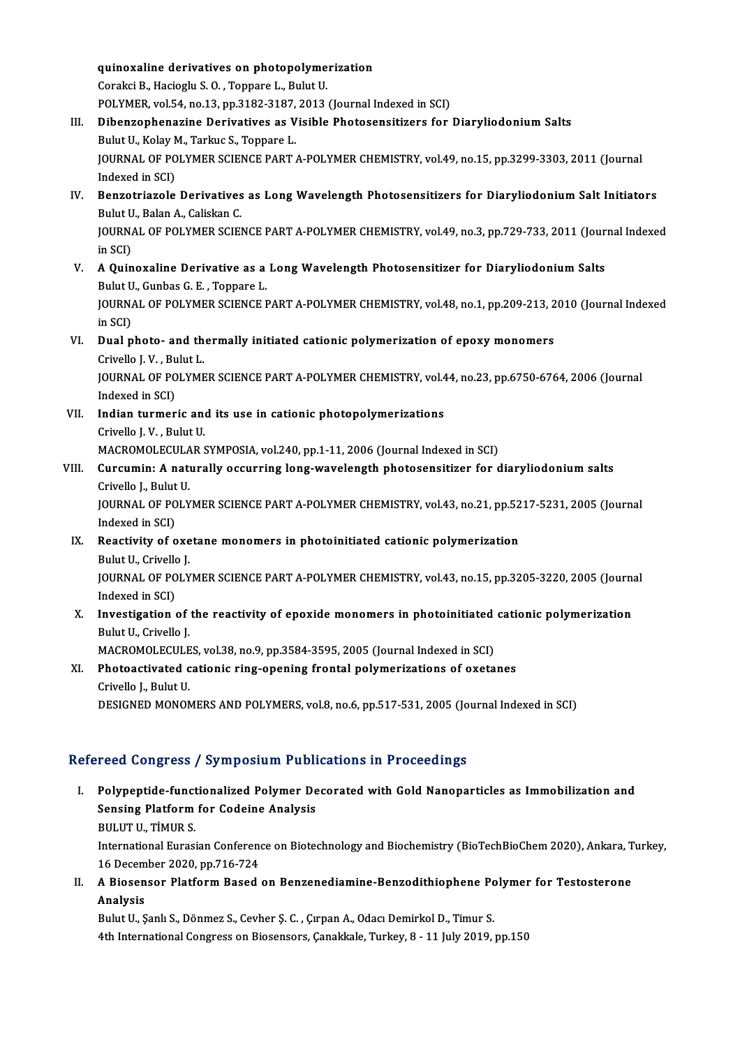quinoxaline derivatives on photopolymerization
Corakci B., Hacioglu S. O. , Toppare L., Bulut U.
POLYMER, vol.54, no.13, pp.3182-3187, 2013 (Journal Indexed in SCI)

III. **Dibenzophenazine Derivatives as Visible Photosensitizers for Diaryliodonium Salts**
Bulut U., Kolay M., Tarkuc S., Toppare L.
JOURNAL OF POLYMER SCIENCE PART A-POLYMER CHEMISTRY, vol.49, no.15, pp.3299-3303, 2011 (Journal Indexed in SCI)

IV. **Benzotriazole Derivatives as Long Wavelength Photosensitizers for Diaryliodonium Salt Initiators**
Bulut U., Balan A., Caliskan C.
JOURNAL OF POLYMER SCIENCE PART A-POLYMER CHEMISTRY, vol.49, no.3, pp.729-733, 2011 (Journal Indexed in SCI)

V. **A Quinoxaline Derivative as a Long Wavelength Photosensitizer for Diaryliodonium Salts**
Bulut U., Gunbas G. E. , Toppare L.
JOURNAL OF POLYMER SCIENCE PART A-POLYMER CHEMISTRY, vol.48, no.1, pp.209-213, 2010 (Journal Indexed in SCI)

VI. **Dual photo- and thermally initiated cationic polymerization of epoxy monomers**
Crivello J. V. , Bulut L.
JOURNAL OF POLYMER SCIENCE PART A-POLYMER CHEMISTRY, vol.44, no.23, pp.6750-6764, 2006 (Journal Indexed in SCI)

VII. **Indian turmeric and its use in cationic photopolymerizations**
Crivello J. V. , Bulut U.
MACROMOLECULAR SYMPOSIA, vol.240, pp.1-11, 2006 (Journal Indexed in SCI)

VIII. **Curcumin: A naturally occurring long-wavelength photosensitizer for diaryliodonium salts**
Crivello J., Bulut U.
JOURNAL OF POLYMER SCIENCE PART A-POLYMER CHEMISTRY, vol.43, no.21, pp.5217-5231, 2005 (Journal Indexed in SCI)

IX. **Reactivity of oxetane monomers in photoinitiated cationic polymerization**
Bulut U., Crivello J.
JOURNAL OF POLYMER SCIENCE PART A-POLYMER CHEMISTRY, vol.43, no.15, pp.3205-3220, 2005 (Journal Indexed in SCI)

X. **Investigation of the reactivity of epoxide monomers in photoinitiated cationic polymerization**
Bulut U., Crivello J.
MACROMOLECULES, vol.38, no.9, pp.3584-3595, 2005 (Journal Indexed in SCI)

XI. **Photoactivated cationic ring-opening frontal polymerizations of oxetanes**
Crivello J., Bulut U.
DESIGNED MONOMERS AND POLYMERS, vol.8, no.6, pp.517-531, 2005 (Journal Indexed in SCI)

## Refereed Congress / Symposium Publications in Proceedings

I. **Polypeptide-functionalized Polymer Decorated with Gold Nanoparticles as Immobilization and Sensing Platform for Codeine Analysis**
BULUT U., TİMUR S.
International Eurasian Conference on Biotechnology and Biochemistry (BioTechBioChem 2020), Ankara, Turkey, 16 December 2020, pp.716-724

II. **A Biosensor Platform Based on Benzenediamine-Benzodithiophene Polymer for Testosterone Analysis**
Bulut U., Şanlı S., Dönmez S., Cevher Ş. C. , Çırpan A., Odacı Demirkol D., Timur S.
4th International Congress on Biosensors, Çanakkale, Turkey, 8 - 11 July 2019, pp.150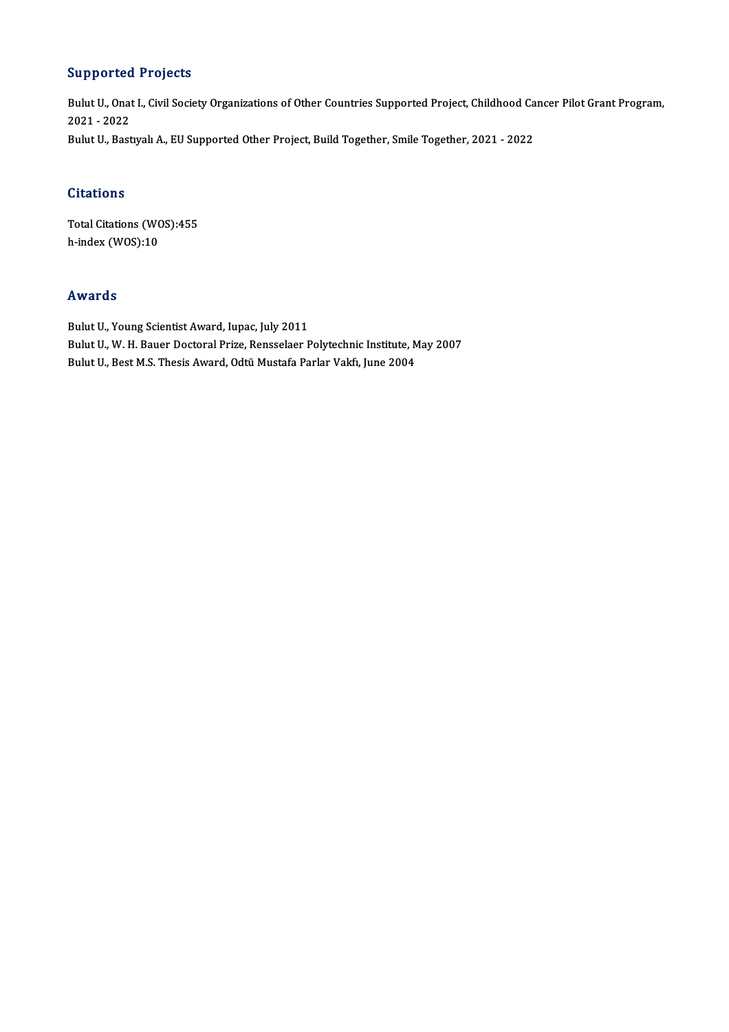## Supported Projects

Bulut U., Onat I., Civil Society Organizations of Other Countries Supported Project, Childhood Cancer Pilot Grant Program, 2021 - 2022

Bulut U., Bastıyalı A., EU Supported Other Project, Build Together, Smile Together, 2021 - 2022

## Citations

Total Citations (WOS):455

h-index (WOS):10

## Awards

Bulut U., Young Scientist Award, Iupac, July 2011

Bulut U., W. H. Bauer Doctoral Prize, Rensselaer Polytechnic Institute, May 2007

Bulut U., Best M.S. Thesis Award, Odtü Mustafa Parlar Vakfı, June 2004